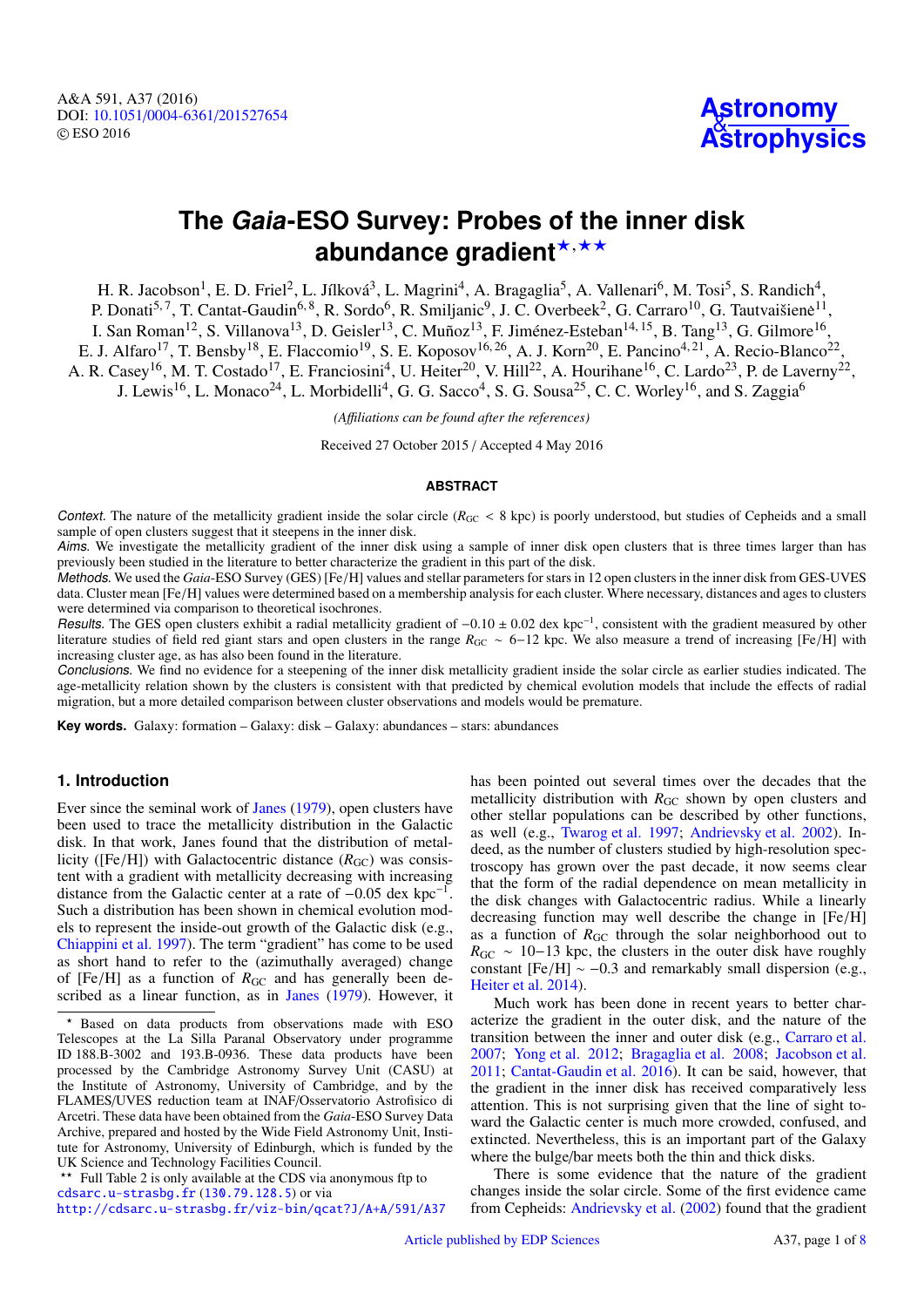# The *Gaia*-ESO Survey: Probes of the inner disk abundance gradient[⋆,⋆⋆]

H. R. Jacobson[1], E. D. Friel[2], L. Jílková[3], L. Magrini[4], A. Bragaglia[5], A. Vallenari[6], M. Tosi[5], S. Randich[4], P. Donati[5,7], T. Cantat-Gaudin[6,8], R. Sordo[6], R. Smiljanic[9], J. C. Overbeek[2], G. Carraro[10], G. Tautvaišienė[11], I. San Roman[12], S. Villanova[13], D. Geisler[13], C. Muñoz[13], F. Jiménez-Esteban[14,15], B. Tang[13], G. Gilmore[16], E. J. Alfaro[17], T. Bensby[18], E. Flaccomio[19], S. E. Koposov[16,26], A. J. Korn[20], E. Pancino[4,21], A. Recio-Blanco[22], A. R. Casey[16], M. T. Costado[17], E. Franciosini[4], U. Heiter[20], V. Hill[22], A. Hourihane[16], C. Lardo[23], P. de Laverny[22], J. Lewis[16], L. Monaco[24], L. Morbidelli[4], G. G. Sacco[4], S. G. Sousa[25], C. C. Worley[16], and S. Zaggia[6]

*(Affiliations can be found after the references)*

Received 27 October 2015 / Accepted 4 May 2016

## ABSTRACT

*Context.* The nature of the metallicity gradient inside the solar circle ($R_{GC} < 8$ kpc) is poorly understood, but studies of Cepheids and a small sample of open clusters suggest that it steepens in the inner disk.

*Aims.* We investigate the metallicity gradient of the inner disk using a sample of inner disk open clusters that is three times larger than has previously been studied in the literature to better characterize the gradient in this part of the disk.

*Methods.* We used the *Gaia*-ESO Survey (GES) [Fe/H] values and stellar parameters for stars in 12 open clusters in the inner disk from GES-UVES data. Cluster mean [Fe/H] values were determined based on a membership analysis for each cluster. Where necessary, distances and ages to clusters were determined via comparison to theoretical isochrones.

*Results.* The GES open clusters exhibit a radial metallicity gradient of $-0.10 \pm 0.02$ dex kpc$^{-1}$, consistent with the gradient measured by other literature studies of field red giant stars and open clusters in the range $R_{GC} \sim 6{-}12$ kpc. We also measure a trend of increasing [Fe/H] with increasing cluster age, as has also been found in the literature.

*Conclusions.* We find no evidence for a steepening of the inner disk metallicity gradient inside the solar circle as earlier studies indicated. The age-metallicity relation shown by the clusters is consistent with that predicted by chemical evolution models that include the effects of radial migration, but a more detailed comparison between cluster observations and models would be premature.

**Key words.** Galaxy: formation – Galaxy: disk – Galaxy: abundances – stars: abundances

## 1. Introduction

Ever since the seminal work of Janes (1979), open clusters have been used to trace the metallicity distribution in the Galactic disk. In that work, Janes found that the distribution of metallicity ([Fe/H]) with Galactocentric distance ($R_{GC}$) was consistent with a gradient with metallicity decreasing with increasing distance from the Galactic center at a rate of $-0.05$ dex kpc$^{-1}$. Such a distribution has been shown in chemical evolution models to represent the inside-out growth of the Galactic disk (e.g., Chiappini et al. 1997). The term "gradient" has come to be used as short hand to refer to the (azimuthally averaged) change of [Fe/H] as a function of $R_{GC}$ and has generally been described as a linear function, as in Janes (1979). However, it has been pointed out several times over the decades that the metallicity distribution with $R_{GC}$ shown by open clusters and other stellar populations can be described by other functions, as well (e.g., Twarog et al. 1997; Andrievsky et al. 2002). Indeed, as the number of clusters studied by high-resolution spectroscopy has grown over the past decade, it now seems clear that the form of the radial dependence on mean metallicity in the disk changes with Galactocentric radius. While a linearly decreasing function may well describe the change in [Fe/H] as a function of $R_{GC}$ through the solar neighborhood out to $R_{GC} \sim 10{-}13$ kpc, the clusters in the outer disk have roughly constant [Fe/H] $\sim -0.3$ and remarkably small dispersion (e.g., Heiter et al. 2014).

Much work has been done in recent years to better characterize the gradient in the outer disk, and the nature of the transition between the inner and outer disk (e.g., Carraro et al. 2007; Yong et al. 2012; Bragaglia et al. 2008; Jacobson et al. 2011; Cantat-Gaudin et al. 2016). It can be said, however, that the gradient in the inner disk has received comparatively less attention. This is not surprising given that the line of sight toward the Galactic center is much more crowded, confused, and extincted. Nevertheless, this is an important part of the Galaxy where the bulge/bar meets both the thin and thick disks.

There is some evidence that the nature of the gradient changes inside the solar circle. Some of the first evidence came from Cepheids: Andrievsky et al. (2002) found that the gradient

---

⋆ Based on data products from observations made with ESO Telescopes at the La Silla Paranal Observatory under programme ID 188.B-3002 and 193.B-0936. These data products have been processed by the Cambridge Astronomy Survey Unit (CASU) at the Institute of Astronomy, University of Cambridge, and by the FLAMES/UVES reduction team at INAF/Osservatorio Astrofisico di Arcetri. These data have been obtained from the *Gaia*-ESO Survey Data Archive, prepared and hosted by the Wide Field Astronomy Unit, Institute for Astronomy, University of Edinburgh, which is funded by the UK Science and Technology Facilities Council.

⋆⋆ Full Table 2 is only available at the CDS via anonymous ftp to cdsarc.u-strasbg.fr (130.79.128.5) or via http://cdsarc.u-strasbg.fr/viz-bin/qcat?J/A+A/591/A37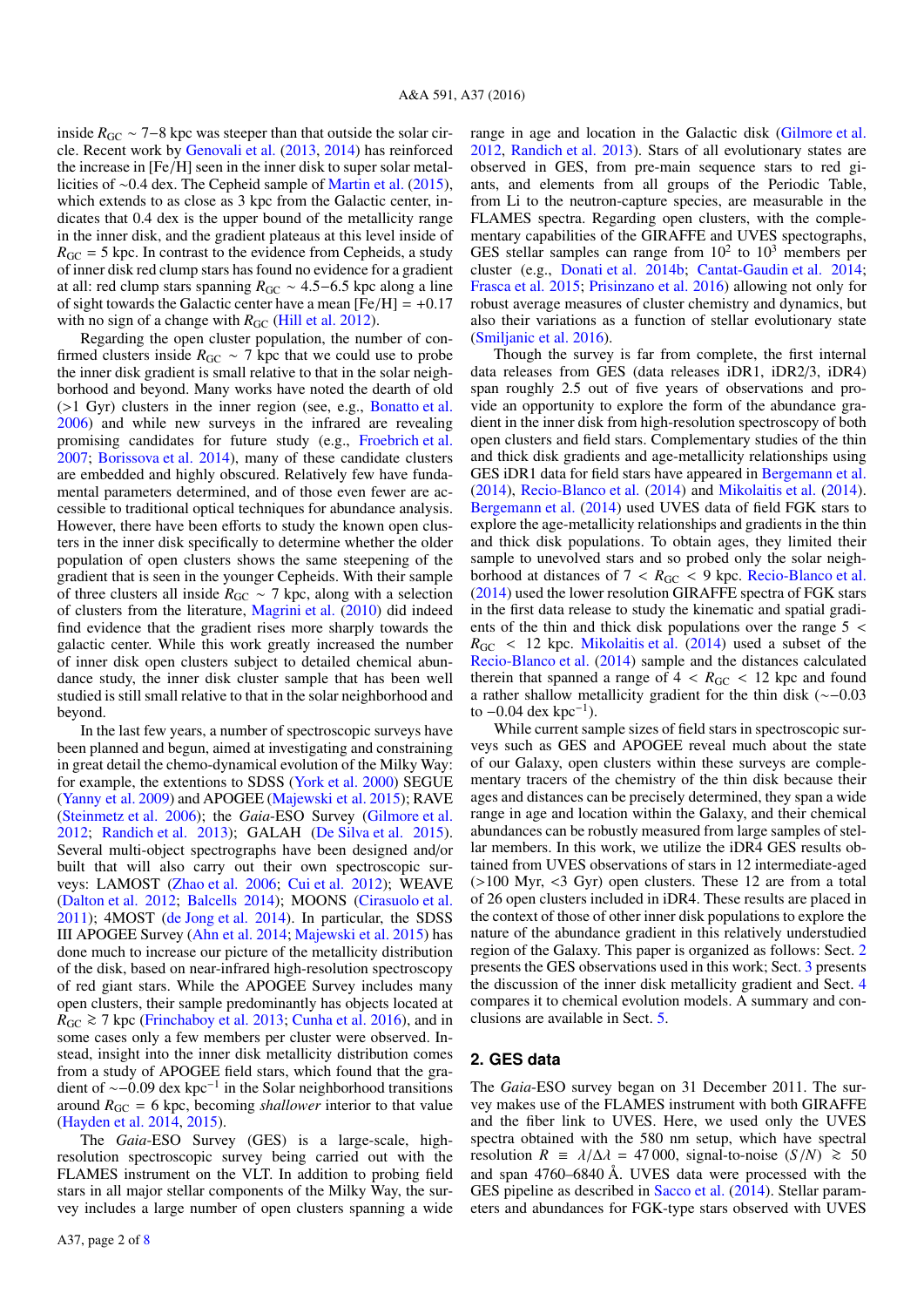inside $R_{GC} \sim 7-8$ kpc was steeper than that outside the solar circle. Recent work by Genovali et al. (2013, 2014) has reinforced the increase in [Fe/H] seen in the inner disk to super solar metallicities of ~0.4 dex. The Cepheid sample of Martin et al. (2015), which extends to as close as 3 kpc from the Galactic center, indicates that 0.4 dex is the upper bound of the metallicity range in the inner disk, and the gradient plateaus at this level inside of $R_{GC} = 5$ kpc. In contrast to the evidence from Cepheids, a study of inner disk red clump stars has found no evidence for a gradient at all: red clump stars spanning $R_{GC} \sim 4.5-6.5$ kpc along a line of sight towards the Galactic center have a mean [Fe/H] = +0.17 with no sign of a change with $R_{GC}$ (Hill et al. 2012).

Regarding the open cluster population, the number of confirmed clusters inside $R_{GC} \sim 7$ kpc that we could use to probe the inner disk gradient is small relative to that in the solar neighborhood and beyond. Many works have noted the dearth of old (>1 Gyr) clusters in the inner region (see, e.g., Bonatto et al. 2006) and while new surveys in the infrared are revealing promising candidates for future study (e.g., Froebrich et al. 2007; Borissova et al. 2014), many of these candidate clusters are embedded and highly obscured. Relatively few have fundamental parameters determined, and of those even fewer are accessible to traditional optical techniques for abundance analysis. However, there have been efforts to study the known open clusters in the inner disk specifically to determine whether the older population of open clusters shows the same steepening of the gradient that is seen in the younger Cepheids. With their sample of three clusters all inside $R_{GC} \sim 7$ kpc, along with a selection of clusters from the literature, Magrini et al. (2010) did indeed find evidence that the gradient rises more sharply towards the galactic center. While this work greatly increased the number of inner disk open clusters subject to detailed chemical abundance study, the inner disk cluster sample that has been well studied is still small relative to that in the solar neighborhood and beyond.

In the last few years, a number of spectroscopic surveys have been planned and begun, aimed at investigating and constraining in great detail the chemo-dynamical evolution of the Milky Way: for example, the extentions to SDSS (York et al. 2000) SEGUE (Yanny et al. 2009) and APOGEE (Majewski et al. 2015); RAVE (Steinmetz et al. 2006); the *Gaia*-ESO Survey (Gilmore et al. 2012; Randich et al. 2013); GALAH (De Silva et al. 2015). Several multi-object spectrographs have been designed and/or built that will also carry out their own spectroscopic surveys: LAMOST (Zhao et al. 2006; Cui et al. 2012); WEAVE (Dalton et al. 2012; Balcells 2014); MOONS (Cirasuolo et al. 2011); 4MOST (de Jong et al. 2014). In particular, the SDSS III APOGEE Survey (Ahn et al. 2014; Majewski et al. 2015) has done much to increase our picture of the metallicity distribution of the disk, based on near-infrared high-resolution spectroscopy of red giant stars. While the APOGEE Survey includes many open clusters, their sample predominantly has objects located at $R_{GC} \gtrsim 7$ kpc (Frinchaboy et al. 2013; Cunha et al. 2016), and in some cases only a few members per cluster were observed. Instead, insight into the inner disk metallicity distribution comes from a study of APOGEE field stars, which found that the gradient of $\sim -0.09$ dex kpc$^{-1}$ in the Solar neighborhood transitions around $R_{GC} = 6$ kpc, becoming *shallower* interior to that value (Hayden et al. 2014, 2015).

The *Gaia*-ESO Survey (GES) is a large-scale, high-resolution spectroscopic survey being carried out with the FLAMES instrument on the VLT. In addition to probing field stars in all major stellar components of the Milky Way, the survey includes a large number of open clusters spanning a wide range in age and location in the Galactic disk (Gilmore et al. 2012, Randich et al. 2013). Stars of all evolutionary states are observed in GES, from pre-main sequence stars to red giants, and elements from all groups of the Periodic Table, from Li to the neutron-capture species, are measurable in the FLAMES spectra. Regarding open clusters, with the complementary capabilities of the GIRAFFE and UVES spectographs, GES stellar samples can range from $10^2$ to $10^3$ members per cluster (e.g., Donati et al. 2014b; Cantat-Gaudin et al. 2014; Frasca et al. 2015; Prisinzano et al. 2016) allowing not only for robust average measures of cluster chemistry and dynamics, but also their variations as a function of stellar evolutionary state (Smiljanic et al. 2016).

Though the survey is far from complete, the first internal data releases from GES (data releases iDR1, iDR2/3, iDR4) span roughly 2.5 out of five years of observations and provide an opportunity to explore the form of the abundance gradient in the inner disk from high-resolution spectroscopy of both open clusters and field stars. Complementary studies of the thin and thick disk gradients and age-metallicity relationships using GES iDR1 data for field stars have appeared in Bergemann et al. (2014), Recio-Blanco et al. (2014) and Mikolaitis et al. (2014). Bergemann et al. (2014) used UVES data of field FGK stars to explore the age-metallicity relationships and gradients in the thin and thick disk populations. To obtain ages, they limited their sample to unevolved stars and so probed only the solar neighborhood at distances of $7 < R_{GC} < 9$ kpc. Recio-Blanco et al. (2014) used the lower resolution GIRAFFE spectra of FGK stars in the first data release to study the kinematic and spatial gradients of the thin and thick disk populations over the range $5 < R_{GC} < 12$ kpc. Mikolaitis et al. (2014) used a subset of the Recio-Blanco et al. (2014) sample and the distances calculated therein that spanned a range of $4 < R_{GC} < 12$ kpc and found a rather shallow metallicity gradient for the thin disk ($\sim -0.03$ to $-0.04$ dex kpc$^{-1}$).

While current sample sizes of field stars in spectroscopic surveys such as GES and APOGEE reveal much about the state of our Galaxy, open clusters within these surveys are complementary tracers of the chemistry of the thin disk because their ages and distances can be precisely determined, they span a wide range in age and location within the Galaxy, and their chemical abundances can be robustly measured from large samples of stellar members. In this work, we utilize the iDR4 GES results obtained from UVES observations of stars in 12 intermediate-aged (>100 Myr, <3 Gyr) open clusters. These 12 are from a total of 26 open clusters included in iDR4. These results are placed in the context of those of other inner disk populations to explore the nature of the abundance gradient in this relatively understudied region of the Galaxy. This paper is organized as follows: Sect. 2 presents the GES observations used in this work; Sect. 3 presents the discussion of the inner disk metallicity gradient and Sect. 4 compares it to chemical evolution models. A summary and conclusions are available in Sect. 5.

## 2. GES data

The *Gaia*-ESO survey began on 31 December 2011. The survey makes use of the FLAMES instrument with both GIRAFFE and the fiber link to UVES. Here, we used only the UVES spectra obtained with the 580 nm setup, which have spectral resolution $R \equiv \lambda/\Delta\lambda = 47\,000$, signal-to-noise $(S/N) \gtrsim 50$ and span 4760–6840 Å. UVES data were processed with the GES pipeline as described in Sacco et al. (2014). Stellar parameters and abundances for FGK-type stars observed with UVES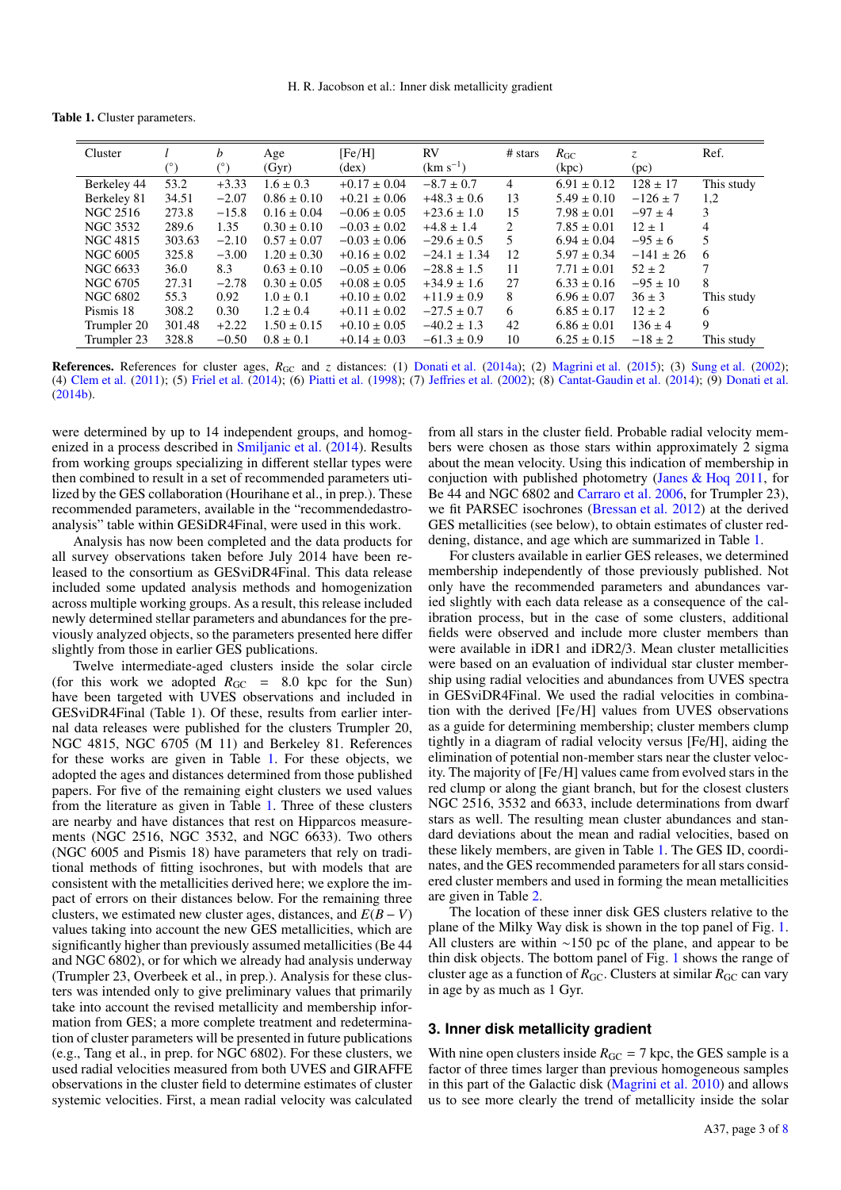**Table 1.** Cluster parameters.

| Cluster | $l$ (°) | $b$ (°) | Age (Gyr) | [Fe/H] (dex) | RV (km s$^{-1}$) | # stars | $R_{GC}$ (kpc) | $z$ (pc) | Ref. |
|---|---|---|---|---|---|---|---|---|---|
| Berkeley 44 | 53.2 | +3.33 | 1.6 ± 0.3 | +0.17 ± 0.04 | −8.7 ± 0.7 | 4 | 6.91 ± 0.12 | 128 ± 17 | This study |
| Berkeley 81 | 34.51 | −2.07 | 0.86 ± 0.10 | +0.21 ± 0.06 | +48.3 ± 0.6 | 13 | 5.49 ± 0.10 | −126 ± 7 | 1,2 |
| NGC 2516 | 273.8 | −15.8 | 0.16 ± 0.04 | −0.06 ± 0.05 | +23.6 ± 1.0 | 15 | 7.98 ± 0.01 | −97 ± 4 | 3 |
| NGC 3532 | 289.6 | 1.35 | 0.30 ± 0.10 | −0.03 ± 0.02 | +4.8 ± 1.4 | 2 | 7.85 ± 0.01 | 12 ± 1 | 4 |
| NGC 4815 | 303.63 | −2.10 | 0.57 ± 0.07 | −0.03 ± 0.06 | −29.6 ± 0.5 | 5 | 6.94 ± 0.04 | −95 ± 6 | 5 |
| NGC 6005 | 325.8 | −3.00 | 1.20 ± 0.30 | +0.16 ± 0.02 | −24.1 ± 1.34 | 12 | 5.97 ± 0.34 | −141 ± 26 | 6 |
| NGC 6633 | 36.0 | 8.3 | 0.63 ± 0.10 | −0.05 ± 0.06 | −28.8 ± 1.5 | 11 | 7.71 ± 0.01 | 52 ± 2 | 7 |
| NGC 6705 | 27.31 | −2.78 | 0.30 ± 0.05 | +0.08 ± 0.05 | +34.9 ± 1.6 | 27 | 6.33 ± 0.16 | −95 ± 10 | 8 |
| NGC 6802 | 55.3 | 0.92 | 1.0 ± 0.1 | +0.10 ± 0.02 | +11.9 ± 0.9 | 8 | 6.96 ± 0.07 | 36 ± 3 | This study |
| Pismis 18 | 308.2 | 0.30 | 1.2 ± 0.4 | +0.11 ± 0.02 | −27.5 ± 0.7 | 6 | 6.85 ± 0.17 | 12 ± 2 | 6 |
| Trumpler 20 | 301.48 | +2.22 | 1.50 ± 0.15 | +0.10 ± 0.05 | −40.2 ± 1.3 | 42 | 6.86 ± 0.01 | 136 ± 4 | 9 |
| Trumpler 23 | 328.8 | −0.50 | 0.8 ± 0.1 | +0.14 ± 0.03 | −61.3 ± 0.9 | 10 | 6.25 ± 0.15 | −18 ± 2 | This study |

**References.** References for cluster ages, $R_{GC}$ and $z$ distances: (1) Donati et al. (2014a); (2) Magrini et al. (2015); (3) Sung et al. (2002); (4) Clem et al. (2011); (5) Friel et al. (2014); (6) Piatti et al. (1998); (7) Jeffries et al. (2002); (8) Cantat-Gaudin et al. (2014); (9) Donati et al. (2014b).

were determined by up to 14 independent groups, and homogenized in a process described in Smiljanic et al. (2014). Results from working groups specializing in different stellar types were then combined to result in a set of recommended parameters utilized by the GES collaboration (Hourihane et al., in prep.). These recommended parameters, available in the "recommendedastroanalysis" table within GESiDR4Final, were used in this work.

Analysis has now been completed and the data products for all survey observations taken before July 2014 have been released to the consortium as GESviDR4Final. This data release included some updated analysis methods and homogenization across multiple working groups. As a result, this release included newly determined stellar parameters and abundances for the previously analyzed objects, so the parameters presented here differ slightly from those in earlier GES publications.

Twelve intermediate-aged clusters inside the solar circle (for this work we adopted $R_{GC}$ = 8.0 kpc for the Sun) have been targeted with UVES observations and included in GESviDR4Final (Table 1). Of these, results from earlier internal data releases were published for the clusters Trumpler 20, NGC 4815, NGC 6705 (M 11) and Berkeley 81. References for these works are given in Table 1. For these objects, we adopted the ages and distances determined from those published papers. For five of the remaining eight clusters we used values from the literature as given in Table 1. Three of these clusters are nearby and have distances that rest on Hipparcos measurements (NGC 2516, NGC 3532, and NGC 6633). Two others (NGC 6005 and Pismis 18) have parameters that rely on traditional methods of fitting isochrones, but with models that are consistent with the metallicities derived here; we explore the impact of errors on their distances below. For the remaining three clusters, we estimated new cluster ages, distances, and $E(B-V)$ values taking into account the new GES metallicities, which are significantly higher than previously assumed metallicities (Be 44 and NGC 6802), or for which we already had analysis underway (Trumpler 23, Overbeek et al., in prep.). Analysis for these clusters was intended only to give preliminary values that primarily take into account the revised metallicity and membership information from GES; a more complete treatment and redetermination of cluster parameters will be presented in future publications (e.g., Tang et al., in prep. for NGC 6802). For these clusters, we used radial velocities measured from both UVES and GIRAFFE observations in the cluster field to determine estimates of cluster systemic velocities. First, a mean radial velocity was calculated from all stars in the cluster field. Probable radial velocity members were chosen as those stars within approximately 2 sigma about the mean velocity. Using this indication of membership in conjuction with published photometry (Janes & Hoq 2011, for Be 44 and NGC 6802 and Carraro et al. 2006, for Trumpler 23), we fit PARSEC isochrones (Bressan et al. 2012) at the derived GES metallicities (see below), to obtain estimates of cluster reddening, distance, and age which are summarized in Table 1.

For clusters available in earlier GES releases, we determined membership independently of those previously published. Not only have the recommended parameters and abundances varied slightly with each data release as a consequence of the calibration process, but in the case of some clusters, additional fields were observed and include more cluster members than were available in iDR1 and iDR2/3. Mean cluster metallicities were based on an evaluation of individual star cluster membership using radial velocities and abundances from UVES spectra in GESviDR4Final. We used the radial velocities in combination with the derived [Fe/H] values from UVES observations as a guide for determining membership; cluster members clump tightly in a diagram of radial velocity versus [Fe/H], aiding the elimination of potential non-member stars near the cluster velocity. The majority of [Fe/H] values came from evolved stars in the red clump or along the giant branch, but for the closest clusters NGC 2516, 3532 and 6633, include determinations from dwarf stars as well. The resulting mean cluster abundances and standard deviations about the mean and radial velocities, based on these likely members, are given in Table 1. The GES ID, coordinates, and the GES recommended parameters for all stars considered cluster members and used in forming the mean metallicities are given in Table 2.

The location of these inner disk GES clusters relative to the plane of the Milky Way disk is shown in the top panel of Fig. 1. All clusters are within ∼150 pc of the plane, and appear to be thin disk objects. The bottom panel of Fig. 1 shows the range of cluster age as a function of $R_{GC}$. Clusters at similar $R_{GC}$ can vary in age by as much as 1 Gyr.

## 3. Inner disk metallicity gradient

With nine open clusters inside $R_{GC}$ = 7 kpc, the GES sample is a factor of three times larger than previous homogeneous samples in this part of the Galactic disk (Magrini et al. 2010) and allows us to see more clearly the trend of metallicity inside the solar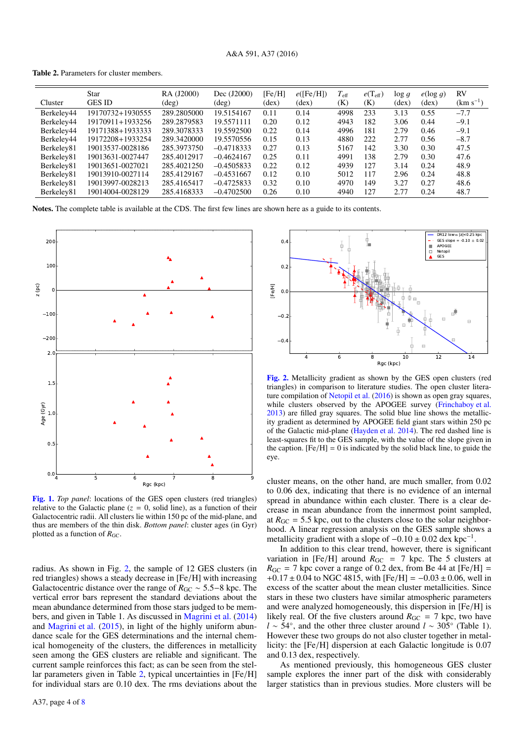**Table 2.** Parameters for cluster members.

| Cluster | Star GES ID | RA (J2000) (deg) | Dec (J2000) (deg) | [Fe/H] (dex) | e([Fe/H]) (dex) | $T_{\rm eff}$ (K) | $e(T_{\rm eff})$ (K) | log $g$ (dex) | $e(\log g)$ (dex) | RV (km $s^{-1}$) |
|---|---|---|---|---|---|---|---|---|---|---|
| Berkeley44 | 19170732+1930555 | 289.2805000 | 19.5154167 | 0.11 | 0.14 | 4998 | 233 | 3.13 | 0.55 | −7.7 |
| Berkeley44 | 19170911+1933256 | 289.2879583 | 19.5571111 | 0.20 | 0.12 | 4943 | 182 | 3.06 | 0.44 | −9.1 |
| Berkeley44 | 19171388+1933333 | 289.3078333 | 19.5592500 | 0.22 | 0.14 | 4996 | 181 | 2.79 | 0.46 | −9.1 |
| Berkeley44 | 19172208+1933254 | 289.3420000 | 19.5570556 | 0.15 | 0.13 | 4880 | 222 | 2.77 | 0.56 | −8.7 |
| Berkeley81 | 19013537-0028186 | 285.3973750 | −0.4718333 | 0.27 | 0.13 | 5167 | 142 | 3.30 | 0.30 | 47.5 |
| Berkeley81 | 19013631-0027447 | 285.4012917 | −0.4624167 | 0.25 | 0.11 | 4991 | 138 | 2.79 | 0.30 | 47.6 |
| Berkeley81 | 19013651-0027021 | 285.4021250 | −0.4505833 | 0.22 | 0.12 | 4939 | 127 | 3.14 | 0.24 | 48.9 |
| Berkeley81 | 19013910-0027114 | 285.4129167 | −0.4531667 | 0.12 | 0.10 | 5012 | 117 | 2.96 | 0.24 | 48.8 |
| Berkeley81 | 19013997-0028213 | 285.4165417 | −0.4725833 | 0.32 | 0.10 | 4970 | 149 | 3.27 | 0.27 | 48.6 |
| Berkeley81 | 19014004-0028129 | 285.4168333 | −0.4702500 | 0.26 | 0.10 | 4940 | 127 | 2.77 | 0.24 | 48.7 |

**Notes.** The complete table is available at the CDS. The first few lines are shown here as a guide to its contents.

**Fig. 1.** *Top panel*: locations of the GES open clusters (red triangles) relative to the Galactic plane ($z$ = 0, solid line), as a function of their Galactocentric radii. All clusters lie within 150 pc of the mid-plane, and thus are members of the thin disk. *Bottom panel*: cluster ages (in Gyr) plotted as a function of $R_{\rm GC}$.

radius. As shown in Fig. 2, the sample of 12 GES clusters (in red triangles) shows a steady decrease in [Fe/H] with increasing Galactocentric distance over the range of $R_{\rm GC} \sim 5.5{-}8$ kpc. The vertical error bars represent the standard deviations about the mean abundance determined from those stars judged to be members, and given in Table 1. As discussed in Magrini et al. (2014) and Magrini et al. (2015), in light of the highly uniform abundance scale for the GES determinations and the internal chemical homogeneity of the clusters, the differences in metallicity seen among the GES clusters are reliable and significant. The current sample reinforces this fact; as can be seen from the stellar parameters given in Table 2, typical uncertainties in [Fe/H] for individual stars are 0.10 dex. The rms deviations about the cluster means, on the other hand, are much smaller, from 0.02 to 0.06 dex, indicating that there is no evidence of an internal spread in abundance within each cluster. There is a clear decrease in mean abundance from the innermost point sampled, at $R_{\rm GC}$ = 5.5 kpc, out to the clusters close to the solar neighborhood. A linear regression analysis on the GES sample shows a metallicity gradient with a slope of $-0.10 \pm 0.02$ dex kpc$^{-1}$.

**Fig. 2.** Metallicity gradient as shown by the GES open clusters (red triangles) in comparison to literature studies. The open cluster literature compilation of Netopil et al. (2016) is shown as open gray squares, while clusters observed by the APOGEE survey (Frinchaboy et al. 2013) are filled gray squares. The solid blue line shows the metallicity gradient as determined by APOGEE field giant stars within 250 pc of the Galactic mid-plane (Hayden et al. 2014). The red dashed line is least-squares fit to the GES sample, with the value of the slope given in the caption. [Fe/H] = 0 is indicated by the solid black line, to guide the eye.

In addition to this clear trend, however, there is significant variation in [Fe/H] around $R_{\rm GC}$ = 7 kpc. The 5 clusters at $R_{\rm GC}$ = 7 kpc cover a range of 0.2 dex, from Be 44 at [Fe/H] = $+0.17 \pm 0.04$ to NGC 4815, with [Fe/H] = $-0.03 \pm 0.06$, well in excess of the scatter about the mean cluster metallicities. Since stars in these two clusters have similar atmospheric parameters and were analyzed homogeneously, this dispersion in [Fe/H] is likely real. Of the five clusters around $R_{\rm GC}$ = 7 kpc, two have $l \sim 54°$, and the other three cluster around $l \sim 305°$ (Table 1). However these two groups do not also cluster together in metallicity: the [Fe/H] dispersion at each Galactic longitude is 0.07 and 0.13 dex, respectively.

As mentioned previously, this homogeneous GES cluster sample explores the inner part of the disk with considerably larger statistics than in previous studies. More clusters will be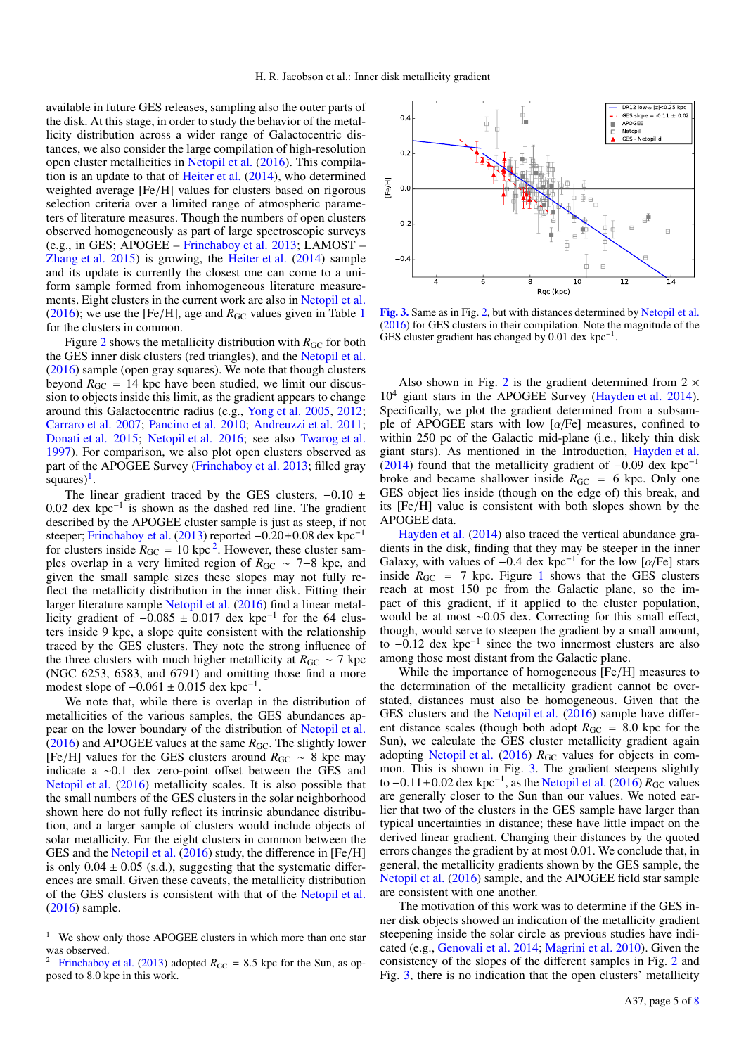available in future GES releases, sampling also the outer parts of the disk. At this stage, in order to study the behavior of the metallicity distribution across a wider range of Galactocentric distances, we also consider the large compilation of high-resolution open cluster metallicities in Netopil et al. (2016). This compilation is an update to that of Heiter et al. (2014), who determined weighted average [Fe/H] values for clusters based on rigorous selection criteria over a limited range of atmospheric parameters of literature measures. Though the numbers of open clusters observed homogeneously as part of large spectroscopic surveys (e.g., in GES; APOGEE – Frinchaboy et al. 2013; LAMOST – Zhang et al. 2015) is growing, the Heiter et al. (2014) sample and its update is currently the closest one can come to a uniform sample formed from inhomogeneous literature measurements. Eight clusters in the current work are also in Netopil et al. (2016); we use the [Fe/H], age and $R_{GC}$ values given in Table 1 for the clusters in common.

Figure 2 shows the metallicity distribution with $R_{GC}$ for both the GES inner disk clusters (red triangles), and the Netopil et al. (2016) sample (open gray squares). We note that though clusters beyond $R_{GC}$ = 14 kpc have been studied, we limit our discussion to objects inside this limit, as the gradient appears to change around this Galactocentric radius (e.g., Yong et al. 2005, 2012; Carraro et al. 2007; Pancino et al. 2010; Andreuzzi et al. 2011; Donati et al. 2015; Netopil et al. 2016; see also Twarog et al. 1997). For comparison, we also plot open clusters observed as part of the APOGEE Survey (Frinchaboy et al. 2013; filled gray squares)[1].

The linear gradient traced by the GES clusters, $-0.10 \pm 0.02$ dex kpc$^{-1}$ is shown as the dashed red line. The gradient described by the APOGEE cluster sample is just as steep, if not steeper; Frinchaboy et al. (2013) reported $-0.20 \pm 0.08$ dex kpc$^{-1}$ for clusters inside $R_{GC}$ = 10 kpc[2]. However, these cluster samples overlap in a very limited region of $R_{GC}$ ~ 7–8 kpc, and given the small sample sizes these slopes may not fully reflect the metallicity distribution in the inner disk. Fitting their larger literature sample Netopil et al. (2016) find a linear metallicity gradient of $-0.085 \pm 0.017$ dex kpc$^{-1}$ for the 64 clusters inside 9 kpc, a slope quite consistent with the relationship traced by the GES clusters. They note the strong influence of the three clusters with much higher metallicity at $R_{GC}$ ~ 7 kpc (NGC 6253, 6583, and 6791) and omitting those find a more modest slope of $-0.061 \pm 0.015$ dex kpc$^{-1}$.

We note that, while there is overlap in the distribution of metallicities of the various samples, the GES abundances appear on the lower boundary of the distribution of Netopil et al. (2016) and APOGEE values at the same $R_{GC}$. The slightly lower [Fe/H] values for the GES clusters around $R_{GC}$ ~ 8 kpc may indicate a ~0.1 dex zero-point offset between the GES and Netopil et al. (2016) metallicity scales. It is also possible that the small numbers of the GES clusters in the solar neighborhood shown here do not fully reflect its intrinsic abundance distribution, and a larger sample of clusters would include objects of solar metallicity. For the eight clusters in common between the GES and the Netopil et al. (2016) study, the difference in [Fe/H] is only $0.04 \pm 0.05$ (s.d.), suggesting that the systematic differences are small. Given these caveats, the metallicity distribution of the GES clusters is consistent with that of the Netopil et al. (2016) sample.

[1] We show only those APOGEE clusters in which more than one star was observed.

[2] Frinchaboy et al. (2013) adopted $R_{GC}$ = 8.5 kpc for the Sun, as opposed to 8.0 kpc in this work.

**Fig. 3.** Same as in Fig. 2, but with distances determined by Netopil et al. (2016) for GES clusters in their compilation. Note the magnitude of the GES cluster gradient has changed by 0.01 dex kpc$^{-1}$.

Also shown in Fig. 2 is the gradient determined from $2 \times 10^4$ giant stars in the APOGEE Survey (Hayden et al. 2014). Specifically, we plot the gradient determined from a subsample of APOGEE stars with low [α/Fe] measures, confined to within 250 pc of the Galactic mid-plane (i.e., likely thin disk giant stars). As mentioned in the Introduction, Hayden et al. (2014) found that the metallicity gradient of $-0.09$ dex kpc$^{-1}$ broke and became shallower inside $R_{GC}$ = 6 kpc. Only one GES object lies inside (though on the edge of) this break, and its [Fe/H] value is consistent with both slopes shown by the APOGEE data.

Hayden et al. (2014) also traced the vertical abundance gradients in the disk, finding that they may be steeper in the inner Galaxy, with values of $-0.4$ dex kpc$^{-1}$ for the low [α/Fe] stars inside $R_{GC}$ = 7 kpc. Figure 1 shows that the GES clusters reach at most 150 pc from the Galactic plane, so the impact of this gradient, if it applied to the cluster population, would be at most ~0.05 dex. Correcting for this small effect, though, would serve to steepen the gradient by a small amount, to $-0.12$ dex kpc$^{-1}$ since the two innermost clusters are also among those most distant from the Galactic plane.

While the importance of homogeneous [Fe/H] measures to the determination of the metallicity gradient cannot be overstated, distances must also be homogeneous. Given that the GES clusters and the Netopil et al. (2016) sample have different distance scales (though both adopt $R_{GC}$ = 8.0 kpc for the Sun), we calculate the GES cluster metallicity gradient again adopting Netopil et al. (2016) $R_{GC}$ values for objects in common. This is shown in Fig. 3. The gradient steepens slightly to $-0.11 \pm 0.02$ dex kpc$^{-1}$, as the Netopil et al. (2016) $R_{GC}$ values are generally closer to the Sun than our values. We noted earlier that two of the clusters in the GES sample have larger than typical uncertainties in distance; these have little impact on the derived linear gradient. Changing their distances by the quoted errors changes the gradient by at most 0.01. We conclude that, in general, the metallicity gradients shown by the GES sample, the Netopil et al. (2016) sample, and the APOGEE field star sample are consistent with one another.

The motivation of this work was to determine if the GES inner disk objects showed an indication of the metallicity gradient steepening inside the solar circle as previous studies have indicated (e.g., Genovali et al. 2014; Magrini et al. 2010). Given the consistency of the slopes of the different samples in Fig. 2 and Fig. 3, there is no indication that the open clusters' metallicity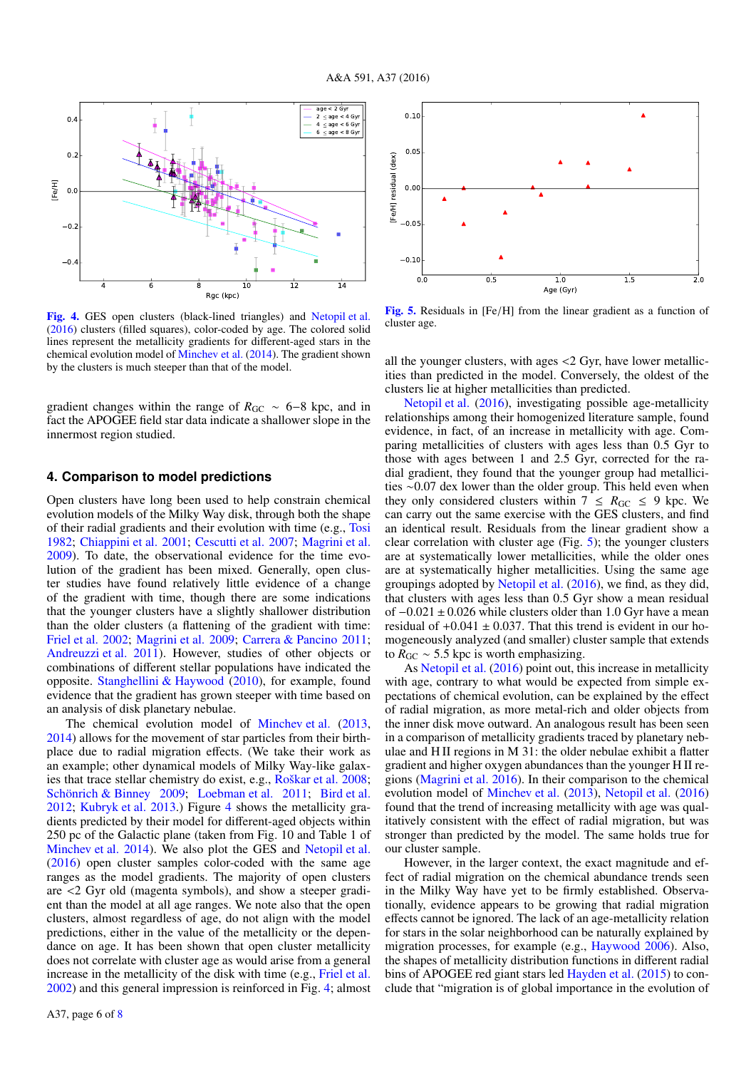Fig. 4. GES open clusters (black-lined triangles) and Netopil et al. (2016) clusters (filled squares), color-coded by age. The colored solid lines represent the metallicity gradients for different-aged stars in the chemical evolution model of Minchev et al. (2014). The gradient shown by the clusters is much steeper than that of the model.

Fig. 5. Residuals in [Fe/H] from the linear gradient as a function of cluster age.

gradient changes within the range of $R_{GC} \sim 6-8$ kpc, and in fact the APOGEE field star data indicate a shallower slope in the innermost region studied.

## 4. Comparison to model predictions

Open clusters have long been used to help constrain chemical evolution models of the Milky Way disk, through both the shape of their radial gradients and their evolution with time (e.g., Tosi 1982; Chiappini et al. 2001; Cescutti et al. 2007; Magrini et al. 2009). To date, the observational evidence for the time evolution of the gradient has been mixed. Generally, open cluster studies have found relatively little evidence of a change of the gradient with time, though there are some indications that the younger clusters have a slightly shallower distribution than the older clusters (a flattening of the gradient with time; Friel et al. 2002; Magrini et al. 2009; Carrera & Pancino 2011; Andreuzzi et al. 2011). However, studies of other objects or combinations of different stellar populations have indicated the opposite. Stanghellini & Haywood (2010), for example, found evidence that the gradient has grown steeper with time based on an analysis of disk planetary nebulae.

The chemical evolution model of Minchev et al. (2013, 2014) allows for the movement of star particles from their birthplace due to radial migration effects. (We take their work as an example; other dynamical models of Milky Way-like galaxies that trace stellar chemistry do exist, e.g., Roškar et al. 2008; Schönrich & Binney 2009; Loebman et al. 2011; Bird et al. 2012; Kubryk et al. 2013.) Figure 4 shows the metallicity gradients predicted by their model for different-aged objects within 250 pc of the Galactic plane (taken from Fig. 10 and Table 1 of Minchev et al. 2014). We also plot the GES and Netopil et al. (2016) open cluster samples color-coded with the same age ranges as the model gradients. The majority of open clusters are <2 Gyr old (magenta symbols), and show a steeper gradient than the model at all age ranges. We note also that the open clusters, almost regardless of age, do not align with the model predictions, either in the value of the metallicity or the dependance on age. It has been shown that open cluster metallicity does not correlate with cluster age as would arise from a general increase in the metallicity of the disk with time (e.g., Friel et al. 2002) and this general impression is reinforced in Fig. 4; almost all the younger clusters, with ages <2 Gyr, have lower metallicities than predicted in the model. Conversely, the oldest of the clusters lie at higher metallicities than predicted.

Netopil et al. (2016), investigating possible age-metallicity relationships among their homogenized literature sample, found evidence, in fact, of an increase in metallicity with age. Comparing metallicities of clusters with ages less than 0.5 Gyr to those with ages between 1 and 2.5 Gyr, corrected for the radial gradient, they found that the younger group had metallicities ~0.07 dex lower than the older group. This held even when they only considered clusters within $7 \leq R_{GC} \leq 9$ kpc. We can carry out the same exercise with the GES clusters, and find an identical result. Residuals from the linear gradient show a clear correlation with cluster age (Fig. 5); the younger clusters are at systematically lower metallicities, while the older ones are at systematically higher metallicities. Using the same age groupings adopted by Netopil et al. (2016), we find, as they did, that clusters with ages less than 0.5 Gyr show a mean residual of $-0.021 \pm 0.026$ while clusters older than 1.0 Gyr have a mean residual of $+0.041 \pm 0.037$. This trend is evident in our homogeneously analyzed (and smaller) cluster sample that extends to $R_{GC} \sim 5.5$ kpc is worth emphasizing.

As Netopil et al. (2016) point out, this increase in metallicity with age, contrary to what would be expected from simple expectations of chemical evolution, can be explained by the effect of radial migration, as more metal-rich and older objects from the inner disk move outward. An analogous result has been seen in a comparison of metallicity gradients traced by planetary nebulae and H II regions in M 31: the older nebulae exhibit a flatter gradient and higher oxygen abundances than the younger H II regions (Magrini et al. 2016). In their comparison to the chemical evolution model of Minchev et al. (2013), Netopil et al. (2016) found that the trend of increasing metallicity with age was qualitatively consistent with the effect of radial migration, but was stronger than predicted by the model. The same holds true for our cluster sample.

However, in the larger context, the exact magnitude and effect of radial migration on the chemical abundance trends seen in the Milky Way have yet to be firmly established. Observationally, evidence appears to be growing that radial migration effects cannot be ignored. The lack of an age-metallicity relation for stars in the solar neighborhood can be naturally explained by migration processes, for example (e.g., Haywood 2006). Also, the shapes of metallicity distribution functions in different radial bins of APOGEE red giant stars led Hayden et al. (2015) to conclude that "migration is of global importance in the evolution of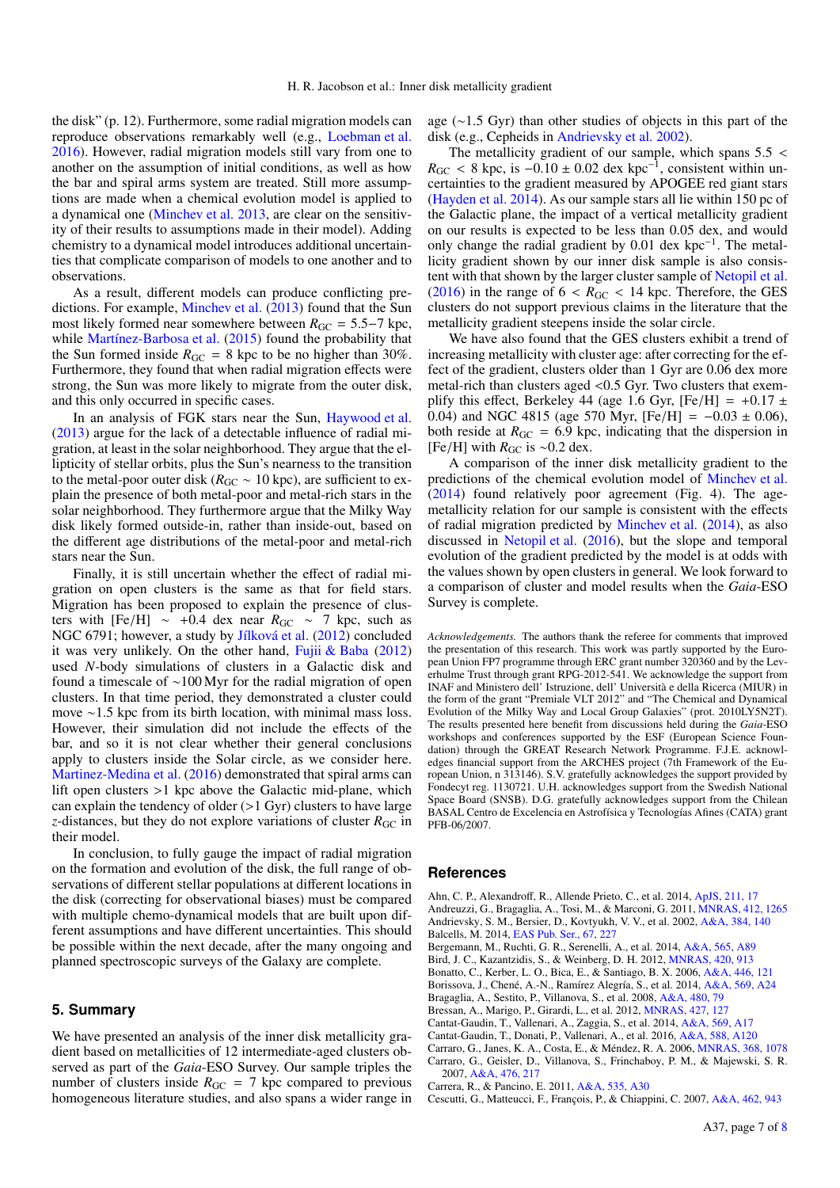the disk" (p. 12). Furthermore, some radial migration models can reproduce observations remarkably well (e.g., Loebman et al. 2016). However, radial migration models still vary from one to another on the assumption of initial conditions, as well as how the bar and spiral arms system are treated. Still more assumptions are made when a chemical evolution model is applied to a dynamical one (Minchev et al. 2013, are clear on the sensitivity of their results to assumptions made in their model). Adding chemistry to a dynamical model introduces additional uncertainties that complicate comparison of models to one another and to observations.

As a result, different models can produce conflicting predictions. For example, Minchev et al. (2013) found that the Sun most likely formed near somewhere between $R_{GC} = 5.5-7$ kpc, while Martínez-Barbosa et al. (2015) found the probability that the Sun formed inside $R_{GC} = 8$ kpc to be no higher than 30%. Furthermore, they found that when radial migration effects were strong, the Sun was more likely to migrate from the outer disk, and this only occurred in specific cases.

In an analysis of FGK stars near the Sun, Haywood et al. (2013) argue for the lack of a detectable influence of radial migration, at least in the solar neighborhood. They argue that the ellipticity of stellar orbits, plus the Sun's nearness to the transition to the metal-poor outer disk ($R_{GC} \sim 10$ kpc), are sufficient to explain the presence of both metal-poor and metal-rich stars in the solar neighborhood. They furthermore argue that the Milky Way disk likely formed outside-in, rather than inside-out, based on the different age distributions of the metal-poor and metal-rich stars near the Sun.

Finally, it is still uncertain whether the effect of radial migration on open clusters is the same as that for field stars. Migration has been proposed to explain the presence of clusters with [Fe/H] $\sim$ +0.4 dex near $R_{GC} \sim 7$ kpc, such as NGC 6791; however, a study by Jílková et al. (2012) concluded it was very unlikely. On the other hand, Fujii & Baba (2012) used $N$-body simulations of clusters in a Galactic disk and found a timescale of ~100 Myr for the radial migration of open clusters. In that time period, they demonstrated a cluster could move ~1.5 kpc from its birth location, with minimal mass loss. However, their simulation did not include the effects of the bar, and so it is not clear whether their general conclusions apply to clusters inside the Solar circle, as we consider here. Martinez-Medina et al. (2016) demonstrated that spiral arms can lift open clusters >1 kpc above the Galactic mid-plane, which can explain the tendency of older (>1 Gyr) clusters to have large $z$-distances, but they do not explore variations of cluster $R_{GC}$ in their model.

In conclusion, to fully gauge the impact of radial migration on the formation and evolution of the disk, the full range of observations of different stellar populations at different locations in the disk (correcting for observational biases) must be compared with multiple chemo-dynamical models that are built upon different assumptions and have different uncertainties. This should be possible within the next decade, after the many ongoing and planned spectroscopic surveys of the Galaxy are complete.

## 5. Summary

We have presented an analysis of the inner disk metallicity gradient based on metallicities of 12 intermediate-aged clusters observed as part of the *Gaia*-ESO Survey. Our sample triples the number of clusters inside $R_{GC} = 7$ kpc compared to previous homogeneous literature studies, and also spans a wider range in age (~1.5 Gyr) than other studies of objects in this part of the disk (e.g., Cepheids in Andrievsky et al. 2002).

The metallicity gradient of our sample, which spans $5.5 < R_{GC} < 8$ kpc, is $-0.10 \pm 0.02$ dex kpc$^{-1}$, consistent within uncertainties to the gradient measured by APOGEE red giant stars (Hayden et al. 2014). As our sample stars all lie within 150 pc of the Galactic plane, the impact of a vertical metallicity gradient on our results is expected to be less than 0.05 dex, and would only change the radial gradient by 0.01 dex kpc$^{-1}$. The metallicity gradient shown by our inner disk sample is also consistent with that shown by the larger cluster sample of Netopil et al. (2016) in the range of $6 < R_{GC} < 14$ kpc. Therefore, the GES clusters do not support previous claims in the literature that the metallicity gradient steepens inside the solar circle.

We have also found that the GES clusters exhibit a trend of increasing metallicity with cluster age: after correcting for the effect of the gradient, clusters older than 1 Gyr are 0.06 dex more metal-rich than clusters aged <0.5 Gyr. Two clusters that exemplify this effect, Berkeley 44 (age 1.6 Gyr, [Fe/H] = +0.17 ± 0.04) and NGC 4815 (age 570 Myr, [Fe/H] = −0.03 ± 0.06), both reside at $R_{GC} = 6.9$ kpc, indicating that the dispersion in [Fe/H] with $R_{GC}$ is ~0.2 dex.

A comparison of the inner disk metallicity gradient to the predictions of the chemical evolution model of Minchev et al. (2014) found relatively poor agreement (Fig. 4). The age-metallicity relation for our sample is consistent with the effects of radial migration predicted by Minchev et al. (2014), as also discussed in Netopil et al. (2016), but the slope and temporal evolution of the gradient predicted by the model is at odds with the values shown by open clusters in general. We look forward to a comparison of cluster and model results when the *Gaia*-ESO Survey is complete.

*Acknowledgements.* The authors thank the referee for comments that improved the presentation of this research. This work was partly supported by the European Union FP7 programme through ERC grant number 320360 and by the Leverhulme Trust through grant RPG-2012-541. We acknowledge the support from INAF and Ministero dell' Istruzione, dell' Università e della Ricerca (MIUR) in the form of the grant "Premiale VLT 2012" and "The Chemical and Dynamical Evolution of the Milky Way and Local Group Galaxies" (prot. 2010LY5N2T). The results presented here benefit from discussions held during the *Gaia*-ESO workshops and conferences supported by the ESF (European Science Foundation) through the GREAT Research Network Programme. F.J.E. acknowledges financial support from the ARCHES project (7th Framework of the European Union, n 313146). S.V. gratefully acknowledges the support provided by Fondecyt reg. 1130721. U.H. acknowledges support from the Swedish National Space Board (SNSB). D.G. gratefully acknowledges support from the Chilean BASAL Centro de Excelencia en Astrofísica y Tecnologías Afines (CATA) grant PFB-06/2007.

## References

Ahn, C. P., Alexandroff, R., Allende Prieto, C., et al. 2014, ApJS, 211, 17
Andreuzzi, G., Bragaglia, A., Tosi, M., & Marconi, G. 2011, MNRAS, 412, 1265
Andrievsky, S. M., Bersier, D., Kovtyukh, V. V., et al. 2002, A&A, 384, 140
Balcells, M. 2014, EAS Pub. Ser., 67, 227
Bergemann, M., Ruchti, G. R., Serenelli, A., et al. 2014, A&A, 565, A89
Bird, J. C., Kazantzidis, S., & Weinberg, D. H. 2012, MNRAS, 420, 913
Bonatto, C., Kerber, L. O., Bica, E., & Santiago, B. X. 2006, A&A, 446, 121
Borissova, J., Chené, A.-N., Ramírez Alegría, S., et al. 2014, A&A, 569, A24
Bragaglia, A., Sestito, P., Villanova, S., et al. 2008, A&A, 480, 79
Bressan, A., Marigo, P., Girardi, L., et al. 2012, MNRAS, 427, 127
Cantat-Gaudin, T., Vallenari, A., Zaggia, S., et al. 2014, A&A, 569, A17
Cantat-Gaudin, T., Donati, P., Vallenari, A., et al. 2016, A&A, 588, A120
Carraro, G., Janes, K. A., Costa, E., & Méndez, R. A. 2006, MNRAS, 368, 1078
Carraro, G., Geisler, D., Villanova, S., Frinchaboy, P. M., & Majewski, S. R. 2007, A&A, 476, 217
Carrera, R., & Pancino, E. 2011, A&A, 535, A30
Cescutti, G., Matteucci, F., François, P., & Chiappini, C. 2007, A&A, 462, 943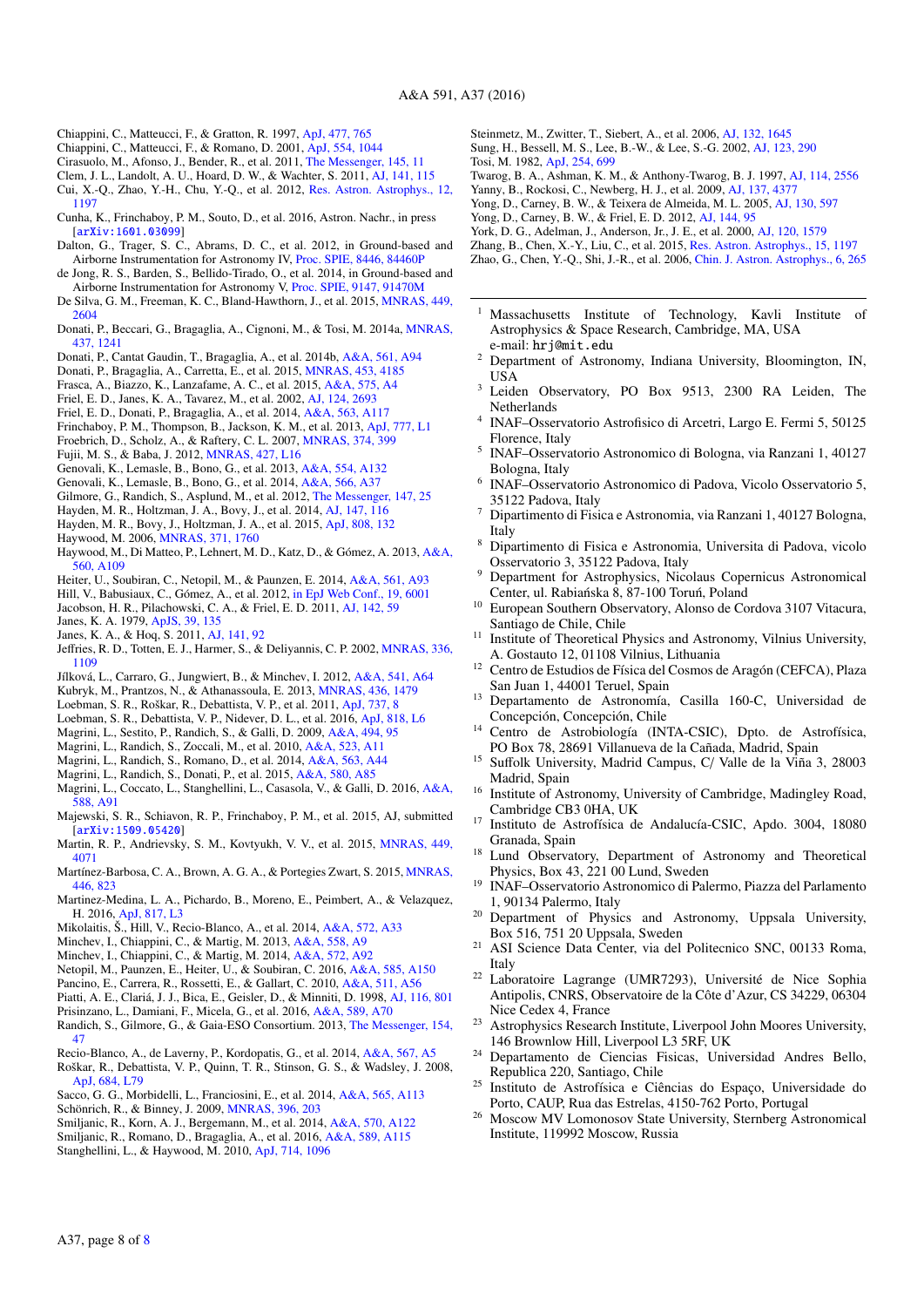Chiappini, C., Matteucci, F., & Gratton, R. 1997, ApJ, 477, 765
Chiappini, C., Matteucci, F., & Romano, D. 2001, ApJ, 554, 1044
Cirasuolo, M., Afonso, J., Bender, R., et al. 2011, The Messenger, 145, 11
Clem, J. L., Landolt, A. U., Hoard, D. W., & Wachter, S. 2011, AJ, 141, 115
Cui, X.-Q., Zhao, Y.-H., Chu, Y.-Q., et al. 2012, Res. Astron. Astrophys., 12, 1197
Cunha, K., Frinchaboy, P. M., Souto, D., et al. 2016, Astron. Nachr., in press [arXiv:1601.03099]
Dalton, G., Trager, S. C., Abrams, D. C., et al. 2012, in Ground-based and Airborne Instrumentation for Astronomy IV, Proc. SPIE, 8446, 84460P
de Jong, R. S., Barden, S., Bellido-Tirado, O., et al. 2014, in Ground-based and Airborne Instrumentation for Astronomy V, Proc. SPIE, 9147, 91470M
De Silva, G. M., Freeman, K. C., Bland-Hawthorn, J., et al. 2015, MNRAS, 449, 2604
Donati, P., Beccari, G., Bragaglia, A., Cignoni, M., & Tosi, M. 2014a, MNRAS, 437, 1241
Donati, P., Cantat Gaudin, T., Bragaglia, A., et al. 2014b, A&A, 561, A94
Donati, P., Bragaglia, A., Carretta, E., et al. 2015, MNRAS, 453, 4185
Frasca, A., Biazzo, K., Lanzafame, A. C., et al. 2015, A&A, 575, A4
Friel, E. D., Janes, K. A., Tavarez, M., et al. 2002, AJ, 124, 2693
Friel, E. D., Donati, P., Bragaglia, A., et al. 2014, A&A, 563, A117
Frinchaboy, P. M., Thompson, B., Jackson, K. M., et al. 2013, ApJ, 777, L1
Froebrich, D., Scholz, A., & Raftery, C. L. 2007, MNRAS, 374, 399
Fujii, M. S., & Baba, J. 2012, MNRAS, 427, L16
Genovali, K., Lemasle, B., Bono, G., et al. 2013, A&A, 554, A132
Genovali, K., Lemasle, B., Bono, G., et al. 2014, A&A, 566, A37
Gilmore, G., Randich, S., Asplund, M., et al. 2012, The Messenger, 147, 25
Hayden, M. R., Holtzman, J. A., Bovy, J., et al. 2014, AJ, 147, 116
Hayden, M. R., Bovy, J., Holtzman, J. A., et al. 2015, ApJ, 808, 132
Haywood, M. 2006, MNRAS, 371, 1760
Haywood, M., Di Matteo, P., Lehnert, M. D., Katz, D., & Gómez, A. 2013, A&A, 560, A109
Heiter, U., Soubiran, C., Netopil, M., & Paunzen, E. 2014, A&A, 561, A93
Hill, V., Babusiaux, C., Gómez, A., et al. 2012, in EpJ Web Conf., 19, 6001
Jacobson, H. R., Pilachowski, C. A., & Friel, E. D. 2011, AJ, 142, 59
Janes, K. A. 1979, ApJS, 39, 135
Janes, K. A., & Hoq, S. 2011, AJ, 141, 92
Jeffries, R. D., Totten, E. J., Harmer, S., & Deliyannis, C. P. 2002, MNRAS, 336, 1109
Jílková, L., Carraro, G., Jungwiert, B., & Minchev, I. 2012, A&A, 541, A64
Kubryk, M., Prantzos, N., & Athanassoula, E. 2013, MNRAS, 436, 1479
Loebman, S. R., Roškar, R., Debattista, V. P., et al. 2011, ApJ, 737, 8
Loebman, S. R., Debattista, V. P., Nidever, D. L., et al. 2016, ApJ, 818, L6
Magrini, L., Sestito, P., Randich, S., & Galli, D. 2009, A&A, 494, 95
Magrini, L., Randich, S., Zoccali, M., et al. 2010, A&A, 523, A11
Magrini, L., Randich, S., Romano, D., et al. 2014, A&A, 563, A44
Magrini, L., Randich, S., Donati, P., et al. 2015, A&A, 580, A85
Magrini, L., Coccato, L., Stanghellini, L., Casasola, V., & Galli, D. 2016, A&A, 588, A91
Majewski, S. R., Schiavon, R. P., Frinchaboy, P. M., et al. 2015, AJ, submitted [arXiv:1509.05420]
Martin, R. P., Andrievsky, S. M., Kovtyukh, V. V., et al. 2015, MNRAS, 449, 4071
Martínez-Barbosa, C. A., Brown, A. G. A., & Portegies Zwart, S. 2015, MNRAS, 446, 823
Martinez-Medina, L. A., Pichardo, B., Moreno, E., Peimbert, A., & Velazquez, H. 2016, ApJ, 817, L3
Mikolaitis, Š., Hill, V., Recio-Blanco, A., et al. 2014, A&A, 572, A33
Minchev, I., Chiappini, C., & Martig, M. 2013, A&A, 558, A9
Minchev, I., Chiappini, C., & Martig, M. 2014, A&A, 572, A92
Netopil, M., Paunzen, E., Heiter, U., & Soubiran, C. 2016, A&A, 585, A150
Pancino, E., Carrera, R., Rossetti, E., & Gallart, C. 2010, A&A, 511, A56
Piatti, A. E., Clariá, J. J., Bica, E., Geisler, D., & Minniti, D. 1998, AJ, 116, 801
Prisinzano, L., Damiani, F., Micela, G., et al. 2016, A&A, 589, A70
Randich, S., Gilmore, G., & Gaia-ESO Consortium. 2013, The Messenger, 154, 47
Recio-Blanco, A., de Laverny, P., Kordopatis, G., et al. 2014, A&A, 567, A5
Roškar, R., Debattista, V. P., Quinn, T. R., Stinson, G. S., & Wadsley, J. 2008, ApJ, 684, L79
Sacco, G. G., Morbidelli, L., Franciosini, E., et al. 2014, A&A, 565, A113
Schönrich, R., & Binney, J. 2009, MNRAS, 396, 203
Smiljanic, R., Korn, A. J., Bergemann, M., et al. 2014, A&A, 570, A122
Smiljanic, R., Romano, D., Bragaglia, A., et al. 2016, A&A, 589, A115
Stanghellini, L., & Haywood, M. 2010, ApJ, 714, 1096
Steinmetz, M., Zwitter, T., Siebert, A., et al. 2006, AJ, 132, 1645
Sung, H., Bessell, M. S., Lee, B.-W., & Lee, S.-G. 2002, AJ, 123, 290
Tosi, M. 1982, ApJ, 254, 699
Twarog, B. A., Ashman, K. M., & Anthony-Twarog, B. J. 1997, AJ, 114, 2556
Yanny, B., Rockosi, C., Newberg, H. J., et al. 2009, AJ, 137, 4377
Yong, D., Carney, B. W., & Teixera de Almeida, M. L. 2005, AJ, 130, 597
Yong, D., Carney, B. W., & Friel, E. D. 2012, AJ, 144, 95
York, D. G., Adelman, J., Anderson, Jr., J. E., et al. 2000, AJ, 120, 1579
Zhang, B., Chen, X.-Y., Liu, C., et al. 2015, Res. Astron. Astrophys., 15, 1197
Zhao, G., Chen, Y.-Q., Shi, J.-R., et al. 2006, Chin. J. Astron. Astrophys., 6, 265

---

[1] Massachusetts Institute of Technology, Kavli Institute of Astrophysics & Space Research, Cambridge, MA, USA
e-mail: hrj@mit.edu

[2] Department of Astronomy, Indiana University, Bloomington, IN, USA

[3] Leiden Observatory, PO Box 9513, 2300 RA Leiden, The Netherlands

[4] INAF–Osservatorio Astrofisico di Arcetri, Largo E. Fermi 5, 50125 Florence, Italy

[5] INAF–Osservatorio Astronomico di Bologna, via Ranzani 1, 40127 Bologna, Italy

[6] INAF–Osservatorio Astronomico di Padova, Vicolo Osservatorio 5, 35122 Padova, Italy

[7] Dipartimento di Fisica e Astronomia, via Ranzani 1, 40127 Bologna, Italy

[8] Dipartimento di Fisica e Astronomia, Universita di Padova, vicolo Osservatorio 3, 35122 Padova, Italy

[9] Department for Astrophysics, Nicolaus Copernicus Astronomical Center, ul. Rabiańska 8, 87-100 Toruń, Poland

[10] European Southern Observatory, Alonso de Cordova 3107 Vitacura, Santiago de Chile, Chile

[11] Institute of Theoretical Physics and Astronomy, Vilnius University, A. Gostauto 12, 01108 Vilnius, Lithuania

[12] Centro de Estudios de Física del Cosmos de Aragón (CEFCA), Plaza San Juan 1, 44001 Teruel, Spain

[13] Departamento de Astronomía, Casilla 160-C, Universidad de Concepción, Concepción, Chile

[14] Centro de Astrobiología (INTA-CSIC), Dpto. de Astrofísica, PO Box 78, 28691 Villanueva de la Cañada, Madrid, Spain

[15] Suffolk University, Madrid Campus, C/ Valle de la Viña 3, 28003 Madrid, Spain

[16] Institute of Astronomy, University of Cambridge, Madingley Road, Cambridge CB3 0HA, UK

[17] Instituto de Astrofísica de Andalucía-CSIC, Apdo. 3004, 18080 Granada, Spain

[18] Lund Observatory, Department of Astronomy and Theoretical Physics, Box 43, 221 00 Lund, Sweden

[19] INAF–Osservatorio Astronomico di Palermo, Piazza del Parlamento 1, 90134 Palermo, Italy

[20] Department of Physics and Astronomy, Uppsala University, Box 516, 751 20 Uppsala, Sweden

[21] ASI Science Data Center, via del Politecnico SNC, 00133 Roma, Italy

[22] Laboratoire Lagrange (UMR7293), Université de Nice Sophia Antipolis, CNRS, Observatoire de la Côte d'Azur, CS 34229, 06304 Nice Cedex 4, France

[23] Astrophysics Research Institute, Liverpool John Moores University, 146 Brownlow Hill, Liverpool L3 5RF, UK

[24] Departamento de Ciencias Fisicas, Universidad Andres Bello, Republica 220, Santiago, Chile

[25] Instituto de Astrofísica e Ciências do Espaço, Universidade do Porto, CAUP, Rua das Estrelas, 4150-762 Porto, Portugal

[26] Moscow MV Lomonosov State University, Sternberg Astronomical Institute, 119992 Moscow, Russia